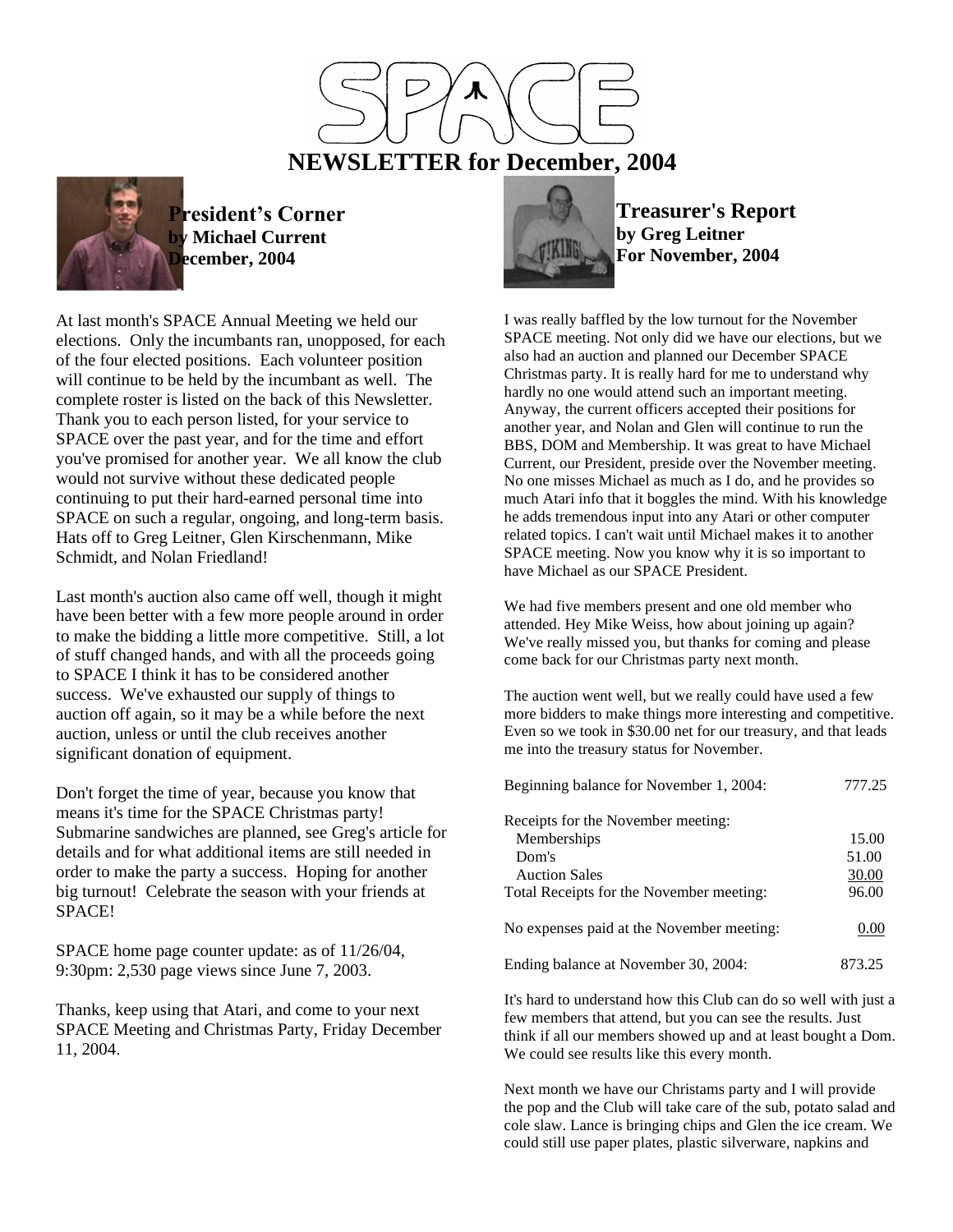# SPACE

# NEWSLETTER for December, 2004

## President's Corner

**by Michael Current**
**December, 2004**

At last month's SPACE Annual Meeting we held our elections. Only the incumbants ran, unopposed, for each of the four elected positions. Each volunteer position will continue to be held by the incumbant as well. The complete roster is listed on the back of this Newsletter. Thank you to each person listed, for your service to SPACE over the past year, and for the time and effort you've promised for another year. We all know the club would not survive without these dedicated people continuing to put their hard-earned personal time into SPACE on such a regular, ongoing, and long-term basis. Hats off to Greg Leitner, Glen Kirschenmann, Mike Schmidt, and Nolan Friedland!

Last month's auction also came off well, though it might have been better with a few more people around in order to make the bidding a little more competitive. Still, a lot of stuff changed hands, and with all the proceeds going to SPACE I think it has to be considered another success. We've exhausted our supply of things to auction off again, so it may be a while before the next auction, unless or until the club receives another significant donation of equipment.

Don't forget the time of year, because you know that means it's time for the SPACE Christmas party! Submarine sandwiches are planned, see Greg's article for details and for what additional items are still needed in order to make the party a success. Hoping for another big turnout! Celebrate the season with your friends at SPACE!

SPACE home page counter update: as of 11/26/04, 9:30pm: 2,530 page views since June 7, 2003.

Thanks, keep using that Atari, and come to your next SPACE Meeting and Christmas Party, Friday December 11, 2004.

## Treasurer's Report

**by Greg Leitner**
**For November, 2004**

I was really baffled by the low turnout for the November SPACE meeting. Not only did we have our elections, but we also had an auction and planned our December SPACE Christmas party. It is really hard for me to understand why hardly no one would attend such an important meeting. Anyway, the current officers accepted their positions for another year, and Nolan and Glen will continue to run the BBS, DOM and Membership. It was great to have Michael Current, our President, preside over the November meeting. No one misses Michael as much as I do, and he provides so much Atari info that it boggles the mind. With his knowledge he adds tremendous input into any Atari or other computer related topics. I can't wait until Michael makes it to another SPACE meeting. Now you know why it is so important to have Michael as our SPACE President.

We had five members present and one old member who attended. Hey Mike Weiss, how about joining up again? We've really missed you, but thanks for coming and please come back for our Christmas party next month.

The auction went well, but we really could have used a few more bidders to make things more interesting and competitive. Even so we took in $30.00 net for our treasury, and that leads me into the treasury status for November.

| | |
|---|---|
| Beginning balance for November 1, 2004: | 777.25 |
| Receipts for the November meeting: | |
| Memberships | 15.00 |
| Dom's | 51.00 |
| Auction Sales | 30.00 |
| Total Receipts for the November meeting: | 96.00 |
| No expenses paid at the November meeting: | 0.00 |
| Ending balance at November 30, 2004: | 873.25 |

It's hard to understand how this Club can do so well with just a few members that attend, but you can see the results. Just think if all our members showed up and at least bought a Dom. We could see results like this every month.

Next month we have our Christams party and I will provide the pop and the Club will take care of the sub, potato salad and cole slaw. Lance is bringing chips and Glen the ice cream. We could still use paper plates, plastic silverware, napkins and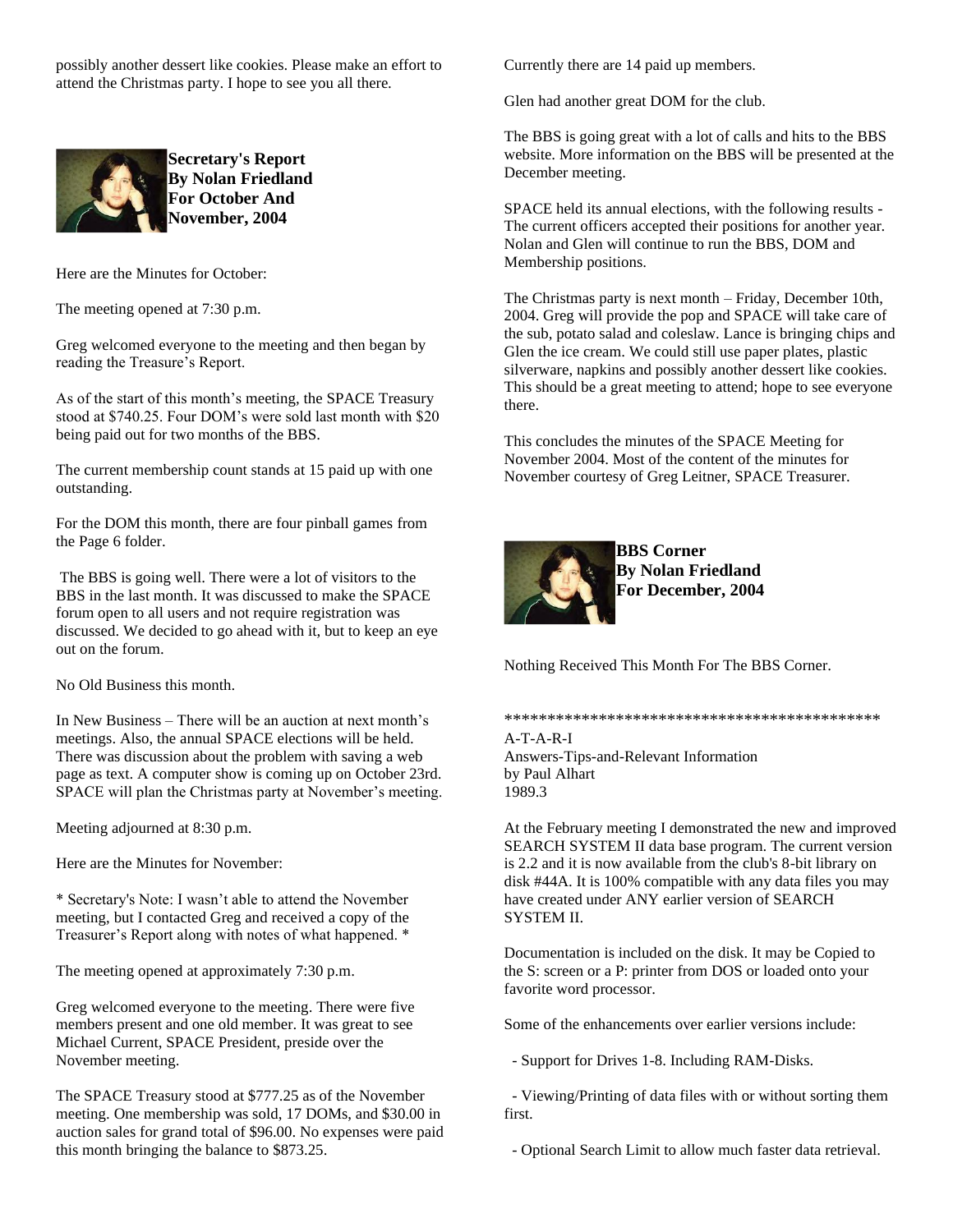possibly another dessert like cookies. Please make an effort to attend the Christmas party. I hope to see you all there.

**Secretary's Report**
**By Nolan Friedland**
**For October And November, 2004**

Here are the Minutes for October:

The meeting opened at 7:30 p.m.

Greg welcomed everyone to the meeting and then began by reading the Treasure's Report.

As of the start of this month's meeting, the SPACE Treasury stood at $740.25. Four DOM's were sold last month with $20 being paid out for two months of the BBS.

The current membership count stands at 15 paid up with one outstanding.

For the DOM this month, there are four pinball games from the Page 6 folder.

The BBS is going well. There were a lot of visitors to the BBS in the last month. It was discussed to make the SPACE forum open to all users and not require registration was discussed. We decided to go ahead with it, but to keep an eye out on the forum.

No Old Business this month.

In New Business – There will be an auction at next month's meetings. Also, the annual SPACE elections will be held. There was discussion about the problem with saving a web page as text. A computer show is coming up on October 23rd. SPACE will plan the Christmas party at November's meeting.

Meeting adjourned at 8:30 p.m.

Here are the Minutes for November:

* Secretary's Note: I wasn't able to attend the November meeting, but I contacted Greg and received a copy of the Treasurer's Report along with notes of what happened. *

The meeting opened at approximately 7:30 p.m.

Greg welcomed everyone to the meeting. There were five members present and one old member. It was great to see Michael Current, SPACE President, preside over the November meeting.

The SPACE Treasury stood at $777.25 as of the November meeting. One membership was sold, 17 DOMs, and $30.00 in auction sales for grand total of $96.00. No expenses were paid this month bringing the balance to $873.25.

Currently there are 14 paid up members.

Glen had another great DOM for the club.

The BBS is going great with a lot of calls and hits to the BBS website. More information on the BBS will be presented at the December meeting.

SPACE held its annual elections, with the following results - The current officers accepted their positions for another year. Nolan and Glen will continue to run the BBS, DOM and Membership positions.

The Christmas party is next month – Friday, December 10th, 2004. Greg will provide the pop and SPACE will take care of the sub, potato salad and coleslaw. Lance is bringing chips and Glen the ice cream. We could still use paper plates, plastic silverware, napkins and possibly another dessert like cookies. This should be a great meeting to attend; hope to see everyone there.

This concludes the minutes of the SPACE Meeting for November 2004. Most of the content of the minutes for November courtesy of Greg Leitner, SPACE Treasurer.

**BBS Corner**
**By Nolan Friedland**
**For December, 2004**

Nothing Received This Month For The BBS Corner.

********************************************

A-T-A-R-I
Answers-Tips-and-Relevant Information
by Paul Alhart
1989.3

At the February meeting I demonstrated the new and improved SEARCH SYSTEM II data base program. The current version is 2.2 and it is now available from the club's 8-bit library on disk #44A. It is 100% compatible with any data files you may have created under ANY earlier version of SEARCH SYSTEM II.

Documentation is included on the disk. It may be Copied to the S: screen or a P: printer from DOS or loaded onto your favorite word processor.

Some of the enhancements over earlier versions include:

- Support for Drives 1-8. Including RAM-Disks.
- Viewing/Printing of data files with or without sorting them first.
- Optional Search Limit to allow much faster data retrieval.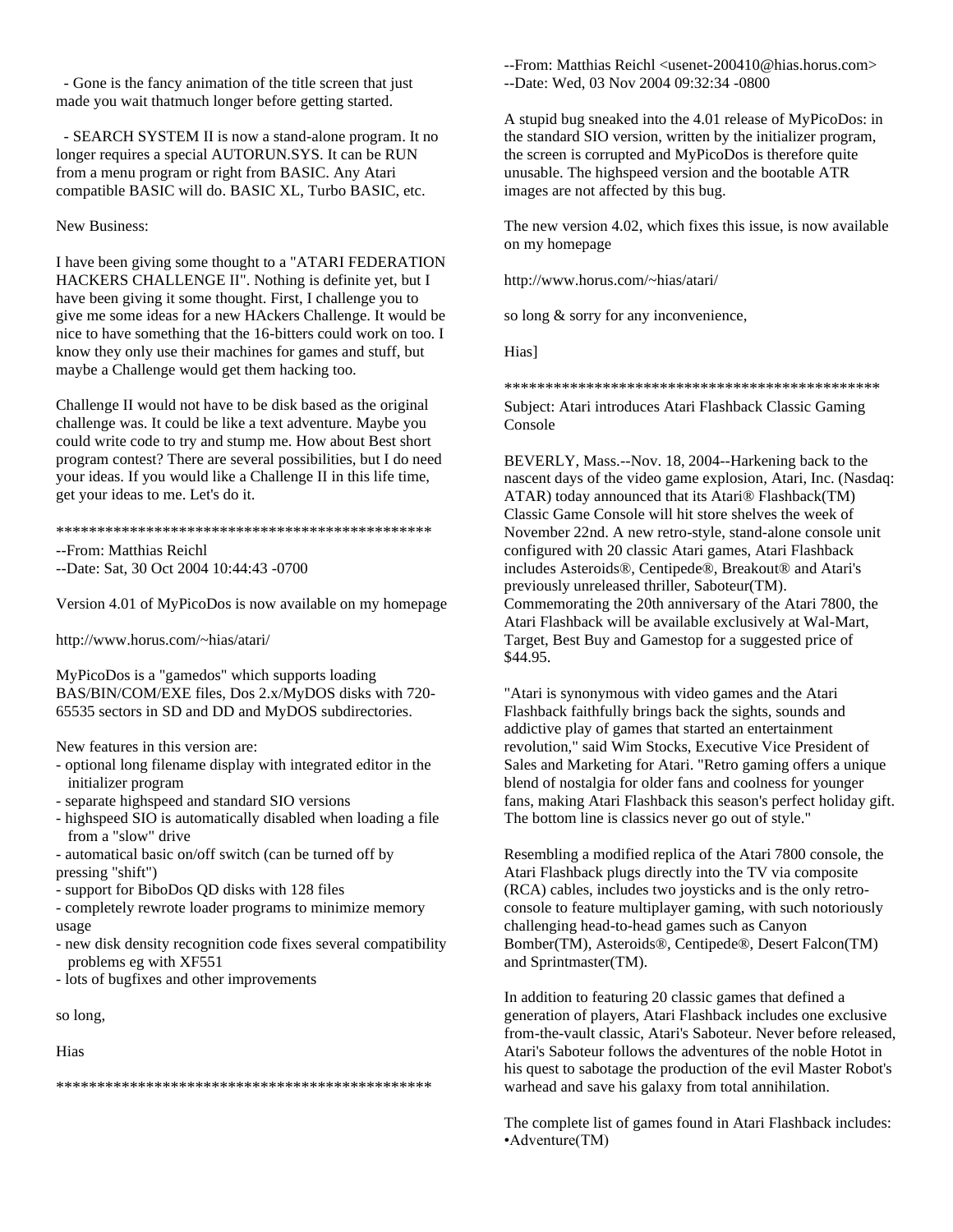- Gone is the fancy animation of the title screen that just made you wait thatmuch longer before getting started.

- SEARCH SYSTEM II is now a stand-alone program. It no longer requires a special AUTORUN.SYS. It can be RUN from a menu program or right from BASIC. Any Atari compatible BASIC will do. BASIC XL, Turbo BASIC, etc.

New Business:

I have been giving some thought to a "ATARI FEDERATION HACKERS CHALLENGE II". Nothing is definite yet, but I have been giving it some thought. First, I challenge you to give me some ideas for a new HAckers Challenge. It would be nice to have something that the 16-bitters could work on too. I know they only use their machines for games and stuff, but maybe a Challenge would get them hacking too.

Challenge II would not have to be disk based as the original challenge was. It could be like a text adventure. Maybe you could write code to try and stump me. How about Best short program contest? There are several possibilities, but I do need your ideas. If you would like a Challenge II in this life time, get your ideas to me. Let's do it.

\*\*\*\*\*\*\*\*\*\*\*\*\*\*\*\*\*\*\*\*\*\*\*\*\*\*\*\*\*\*\*\*\*\*\*\*\*\*\*\*\*\*\*\*\*\*\*\*

--From: Matthias Reichl
--Date: Sat, 30 Oct 2004 10:44:43 -0700

Version 4.01 of MyPicoDos is now available on my homepage

http://www.horus.com/~hias/atari/

MyPicoDos is a "gamedos" which supports loading BAS/BIN/COM/EXE files, Dos 2.x/MyDOS disks with 720-65535 sectors in SD and DD and MyDOS subdirectories.

New features in this version are:
- optional long filename display with integrated editor in the initializer program
- separate highspeed and standard SIO versions
- highspeed SIO is automatically disabled when loading a file from a "slow" drive
- automatical basic on/off switch (can be turned off by pressing "shift")
- support for BiboDos QD disks with 128 files
- completely rewrote loader programs to minimize memory usage
- new disk density recognition code fixes several compatibility problems eg with XF551
- lots of bugfixes and other improvements

so long,

Hias

\*\*\*\*\*\*\*\*\*\*\*\*\*\*\*\*\*\*\*\*\*\*\*\*\*\*\*\*\*\*\*\*\*\*\*\*\*\*\*\*\*\*\*\*\*\*\*\*

--From: Matthias Reichl <usenet-200410@hias.horus.com>
--Date: Wed, 03 Nov 2004 09:32:34 -0800

A stupid bug sneaked into the 4.01 release of MyPicoDos: in the standard SIO version, written by the initializer program, the screen is corrupted and MyPicoDos is therefore quite unusable. The highspeed version and the bootable ATR images are not affected by this bug.

The new version 4.02, which fixes this issue, is now available on my homepage

http://www.horus.com/~hias/atari/

so long & sorry for any inconvenience,

Hias]

\*\*\*\*\*\*\*\*\*\*\*\*\*\*\*\*\*\*\*\*\*\*\*\*\*\*\*\*\*\*\*\*\*\*\*\*\*\*\*\*\*\*\*\*\*\*\*\*

Subject: Atari introduces Atari Flashback Classic Gaming Console

BEVERLY, Mass.--Nov. 18, 2004--Harkening back to the nascent days of the video game explosion, Atari, Inc. (Nasdaq: ATAR) today announced that its Atari® Flashback(TM) Classic Game Console will hit store shelves the week of November 22nd. A new retro-style, stand-alone console unit configured with 20 classic Atari games, Atari Flashback includes Asteroids®, Centipede®, Breakout® and Atari's previously unreleased thriller, Saboteur(TM). Commemorating the 20th anniversary of the Atari 7800, the Atari Flashback will be available exclusively at Wal-Mart, Target, Best Buy and Gamestop for a suggested price of $44.95.

"Atari is synonymous with video games and the Atari Flashback faithfully brings back the sights, sounds and addictive play of games that started an entertainment revolution," said Wim Stocks, Executive Vice President of Sales and Marketing for Atari. "Retro gaming offers a unique blend of nostalgia for older fans and coolness for younger fans, making Atari Flashback this season's perfect holiday gift. The bottom line is classics never go out of style."

Resembling a modified replica of the Atari 7800 console, the Atari Flashback plugs directly into the TV via composite (RCA) cables, includes two joysticks and is the only retro-console to feature multiplayer gaming, with such notoriously challenging head-to-head games such as Canyon Bomber(TM), Asteroids®, Centipede®, Desert Falcon(TM) and Sprintmaster(TM).

In addition to featuring 20 classic games that defined a generation of players, Atari Flashback includes one exclusive from-the-vault classic, Atari's Saboteur. Never before released, Atari's Saboteur follows the adventures of the noble Hotot in his quest to sabotage the production of the evil Master Robot's warhead and save his galaxy from total annihilation.

The complete list of games found in Atari Flashback includes:
•Adventure(TM)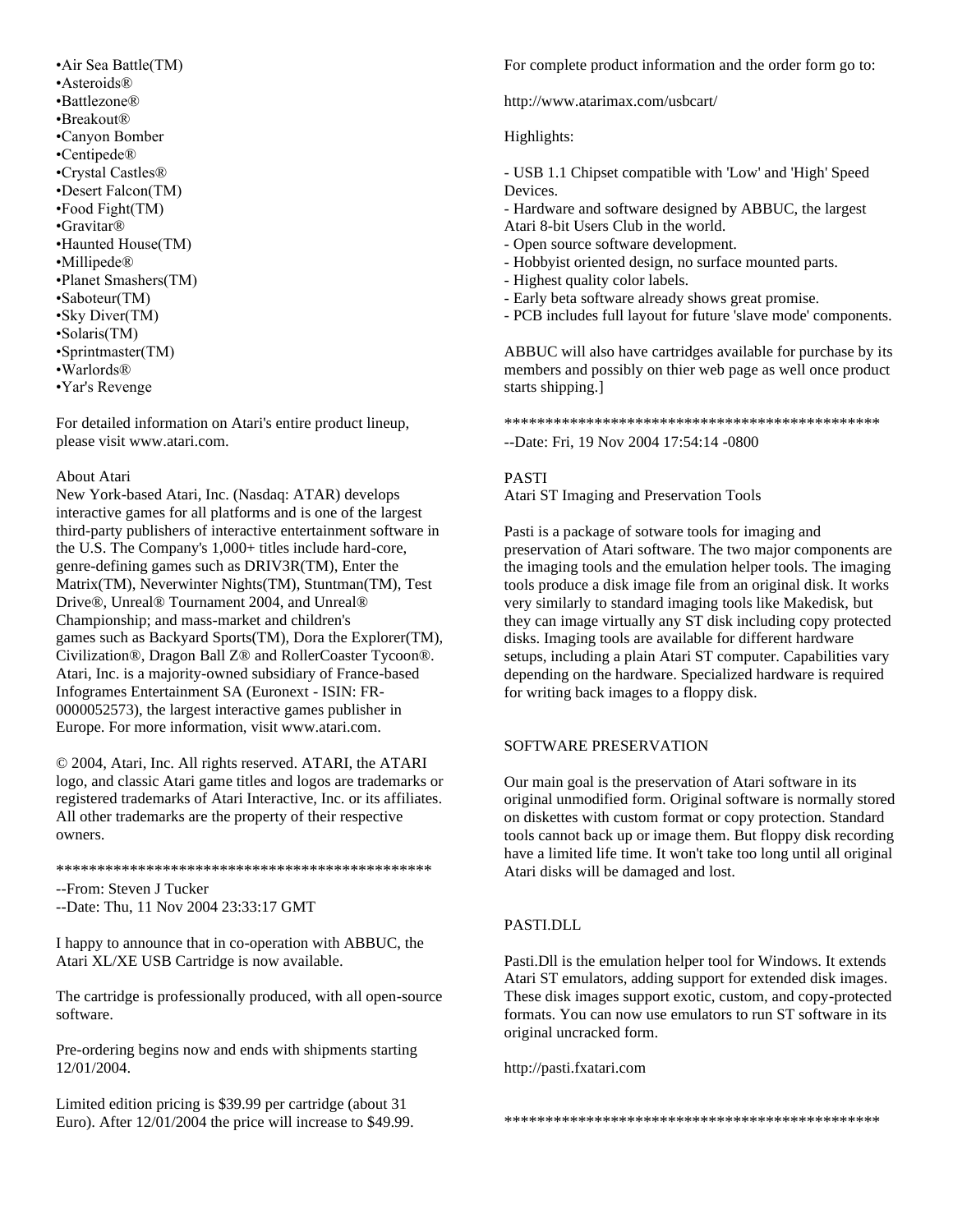•Air Sea Battle(TM)
•Asteroids®
•Battlezone®
•Breakout®
•Canyon Bomber
•Centipede®
•Crystal Castles®
•Desert Falcon(TM)
•Food Fight(TM)
•Gravitar®
•Haunted House(TM)
•Millipede®
•Planet Smashers(TM)
•Saboteur(TM)
•Sky Diver(TM)
•Solaris(TM)
•Sprintmaster(TM)
•Warlords®
•Yar's Revenge

For detailed information on Atari's entire product lineup, please visit www.atari.com.

About Atari
New York-based Atari, Inc. (Nasdaq: ATAR) develops interactive games for all platforms and is one of the largest third-party publishers of interactive entertainment software in the U.S. The Company's 1,000+ titles include hard-core, genre-defining games such as DRIV3R(TM), Enter the Matrix(TM), Neverwinter Nights(TM), Stuntman(TM), Test Drive®, Unreal® Tournament 2004, and Unreal® Championship; and mass-market and children's games such as Backyard Sports(TM), Dora the Explorer(TM), Civilization®, Dragon Ball Z® and RollerCoaster Tycoon®. Atari, Inc. is a majority-owned subsidiary of France-based Infogrames Entertainment SA (Euronext - ISIN: FR-0000052573), the largest interactive games publisher in Europe. For more information, visit www.atari.com.

© 2004, Atari, Inc. All rights reserved. ATARI, the ATARI logo, and classic Atari game titles and logos are trademarks or registered trademarks of Atari Interactive, Inc. or its affiliates. All other trademarks are the property of their respective owners.

************************************************

--From: Steven J Tucker
--Date: Thu, 11 Nov 2004 23:33:17 GMT

I happy to announce that in co-operation with ABBUC, the Atari XL/XE USB Cartridge is now available.

The cartridge is professionally produced, with all open-source software.

Pre-ordering begins now and ends with shipments starting 12/01/2004.

Limited edition pricing is $39.99 per cartridge (about 31 Euro). After 12/01/2004 the price will increase to $49.99.

For complete product information and the order form go to:

http://www.atarimax.com/usbcart/

Highlights:

- USB 1.1 Chipset compatible with 'Low' and 'High' Speed Devices.
- Hardware and software designed by ABBUC, the largest Atari 8-bit Users Club in the world.
- Open source software development.
- Hobbyist oriented design, no surface mounted parts.
- Highest quality color labels.
- Early beta software already shows great promise.
- PCB includes full layout for future 'slave mode' components.

ABBUC will also have cartridges available for purchase by its members and possibly on thier web page as well once product starts shipping.]

************************************************

--Date: Fri, 19 Nov 2004 17:54:14 -0800

PASTI
Atari ST Imaging and Preservation Tools

Pasti is a package of sotware tools for imaging and preservation of Atari software. The two major components are the imaging tools and the emulation helper tools. The imaging tools produce a disk image file from an original disk. It works very similarly to standard imaging tools like Makedisk, but they can image virtually any ST disk including copy protected disks. Imaging tools are available for different hardware setups, including a plain Atari ST computer. Capabilities vary depending on the hardware. Specialized hardware is required for writing back images to a floppy disk.

SOFTWARE PRESERVATION

Our main goal is the preservation of Atari software in its original unmodified form. Original software is normally stored on diskettes with custom format or copy protection. Standard tools cannot back up or image them. But floppy disk recording have a limited life time. It won't take too long until all original Atari disks will be damaged and lost.

PASTI.DLL

Pasti.Dll is the emulation helper tool for Windows. It extends Atari ST emulators, adding support for extended disk images. These disk images support exotic, custom, and copy-protected formats. You can now use emulators to run ST software in its original uncracked form.

http://pasti.fxatari.com

************************************************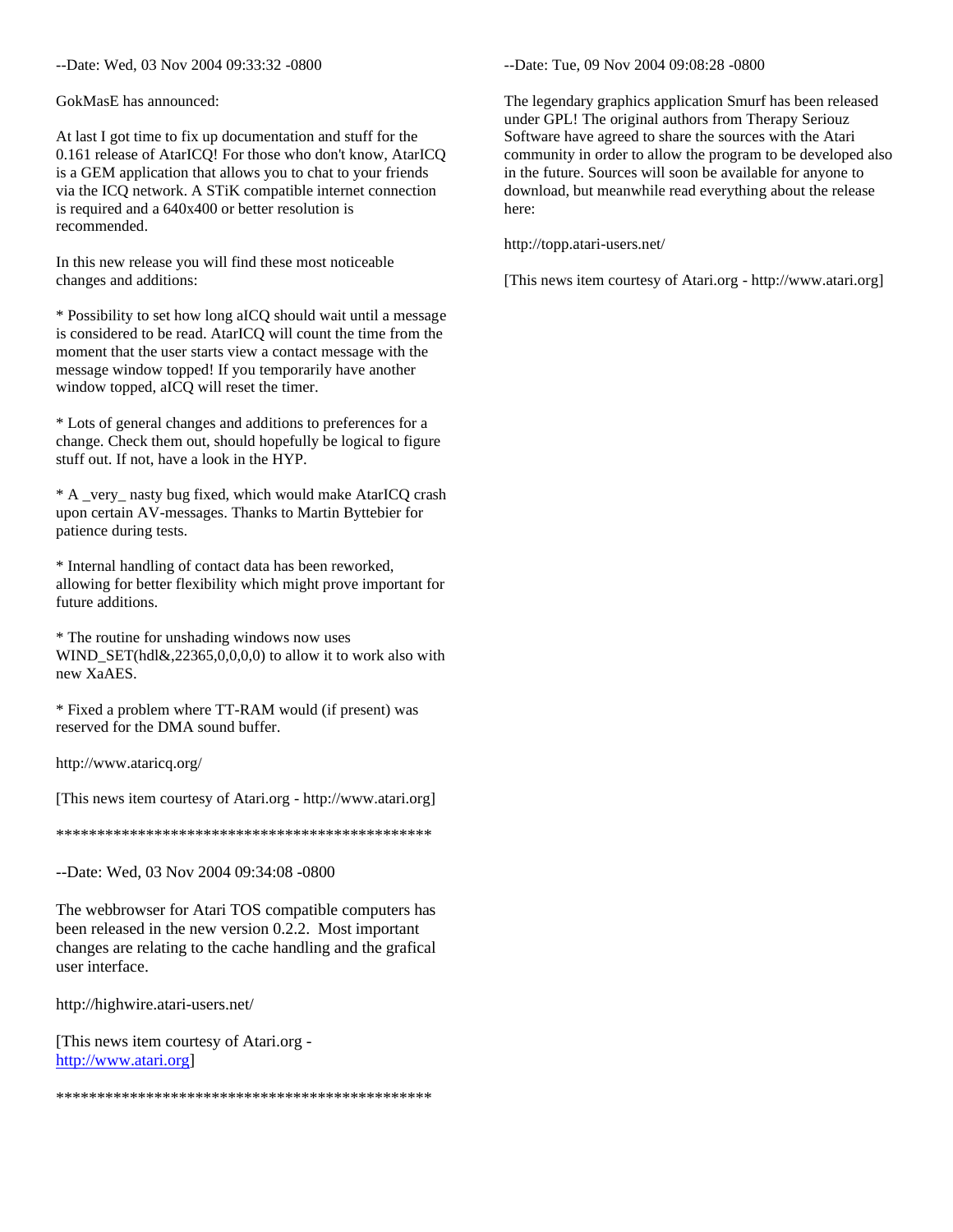--Date: Wed, 03 Nov 2004 09:33:32 -0800

GokMasE has announced:

At last I got time to fix up documentation and stuff for the 0.161 release of AtarICQ! For those who don't know, AtarICQ is a GEM application that allows you to chat to your friends via the ICQ network. A STiK compatible internet connection is required and a 640x400 or better resolution is recommended.

In this new release you will find these most noticeable changes and additions:

* Possibility to set how long aICQ should wait until a message is considered to be read. AtarICQ will count the time from the moment that the user starts view a contact message with the message window topped! If you temporarily have another window topped, aICQ will reset the timer.

* Lots of general changes and additions to preferences for a change. Check them out, should hopefully be logical to figure stuff out. If not, have a look in the HYP.

* A _very_ nasty bug fixed, which would make AtarICQ crash upon certain AV-messages. Thanks to Martin Byttebier for patience during tests.

* Internal handling of contact data has been reworked, allowing for better flexibility which might prove important for future additions.

* The routine for unshading windows now uses WIND_SET(hdl&,22365,0,0,0,0) to allow it to work also with new XaAES.

* Fixed a problem where TT-RAM would (if present) was reserved for the DMA sound buffer.

http://www.ataricq.org/

[This news item courtesy of Atari.org - http://www.atari.org]

***********************************************

--Date: Wed, 03 Nov 2004 09:34:08 -0800

The webbrowser for Atari TOS compatible computers has been released in the new version 0.2.2.  Most important changes are relating to the cache handling and the grafical user interface.

http://highwire.atari-users.net/

[This news item courtesy of Atari.org - http://www.atari.org]

***********************************************

--Date: Tue, 09 Nov 2004 09:08:28 -0800

The legendary graphics application Smurf has been released under GPL! The original authors from Therapy Seriouz Software have agreed to share the sources with the Atari community in order to allow the program to be developed also in the future. Sources will soon be available for anyone to download, but meanwhile read everything about the release here:

http://topp.atari-users.net/

[This news item courtesy of Atari.org - http://www.atari.org]